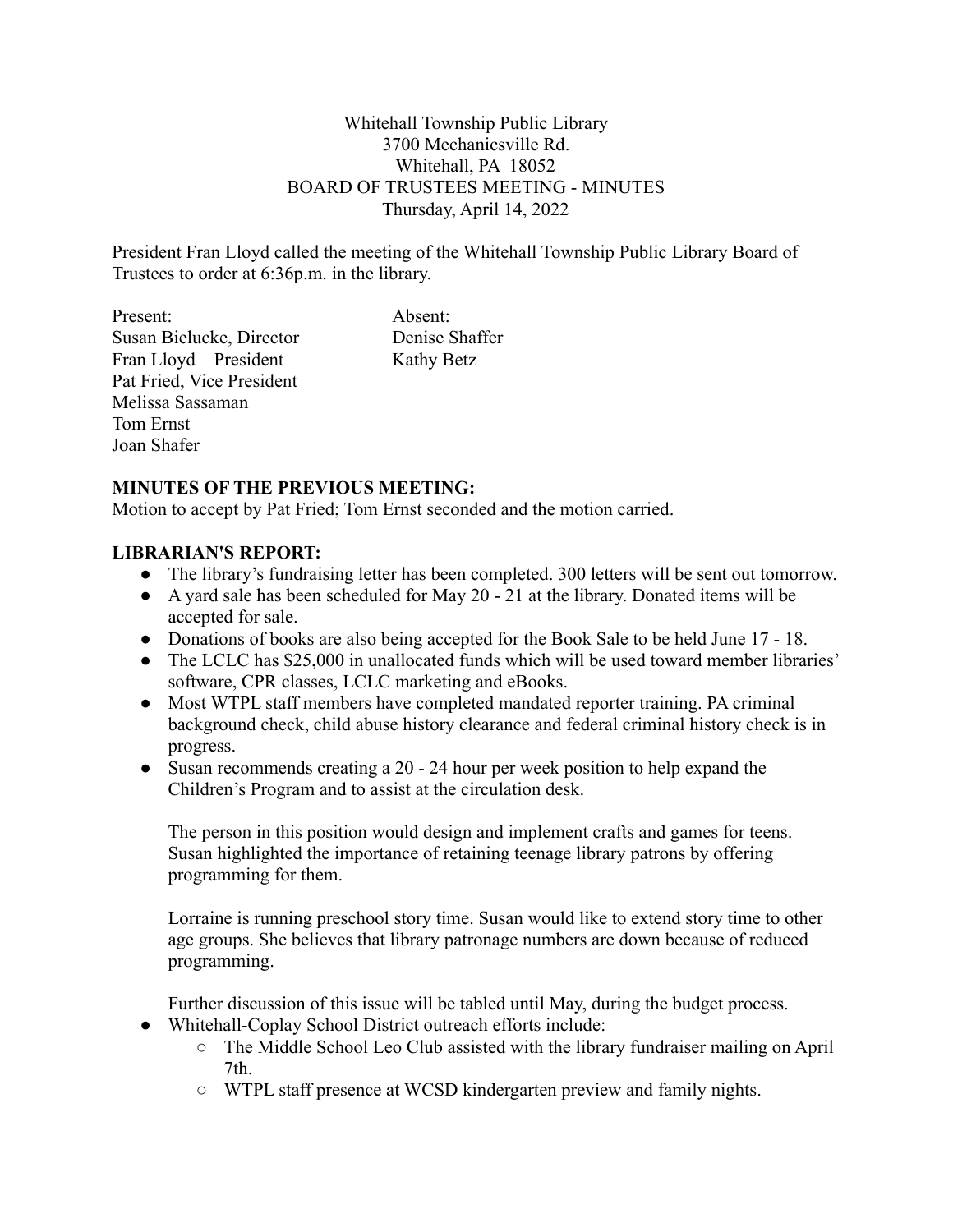Whitehall Township Public Library
3700 Mechanicsville Rd.
Whitehall, PA 18052
BOARD OF TRUSTEES MEETING - MINUTES
Thursday, April 14, 2022

President Fran Lloyd called the meeting of the Whitehall Township Public Library Board of Trustees to order at 6:36p.m. in the library.

| Present: | Absent: |
|---|---|
| Susan Bielucke, Director | Denise Shaffer |
| Fran Lloyd – President | Kathy Betz |
| Pat Fried, Vice President | |
| Melissa Sassaman | |
| Tom Ernst | |
| Joan Shafer | |

**MINUTES OF THE PREVIOUS MEETING:**
Motion to accept by Pat Fried; Tom Ernst seconded and the motion carried.

**LIBRARIAN'S REPORT:**

- The library's fundraising letter has been completed. 300 letters will be sent out tomorrow.
- A yard sale has been scheduled for May 20 - 21 at the library. Donated items will be accepted for sale.
- Donations of books are also being accepted for the Book Sale to be held June 17 - 18.
- The LCLC has $25,000 in unallocated funds which will be used toward member libraries' software, CPR classes, LCLC marketing and eBooks.
- Most WTPL staff members have completed mandated reporter training. PA criminal background check, child abuse history clearance and federal criminal history check is in progress.
- Susan recommends creating a 20 - 24 hour per week position to help expand the Children's Program and to assist at the circulation desk.

  The person in this position would design and implement crafts and games for teens. Susan highlighted the importance of retaining teenage library patrons by offering programming for them.

  Lorraine is running preschool story time. Susan would like to extend story time to other age groups. She believes that library patronage numbers are down because of reduced programming.

  Further discussion of this issue will be tabled until May, during the budget process.
- Whitehall-Coplay School District outreach efforts include:
  - The Middle School Leo Club assisted with the library fundraiser mailing on April 7th.
  - WTPL staff presence at WCSD kindergarten preview and family nights.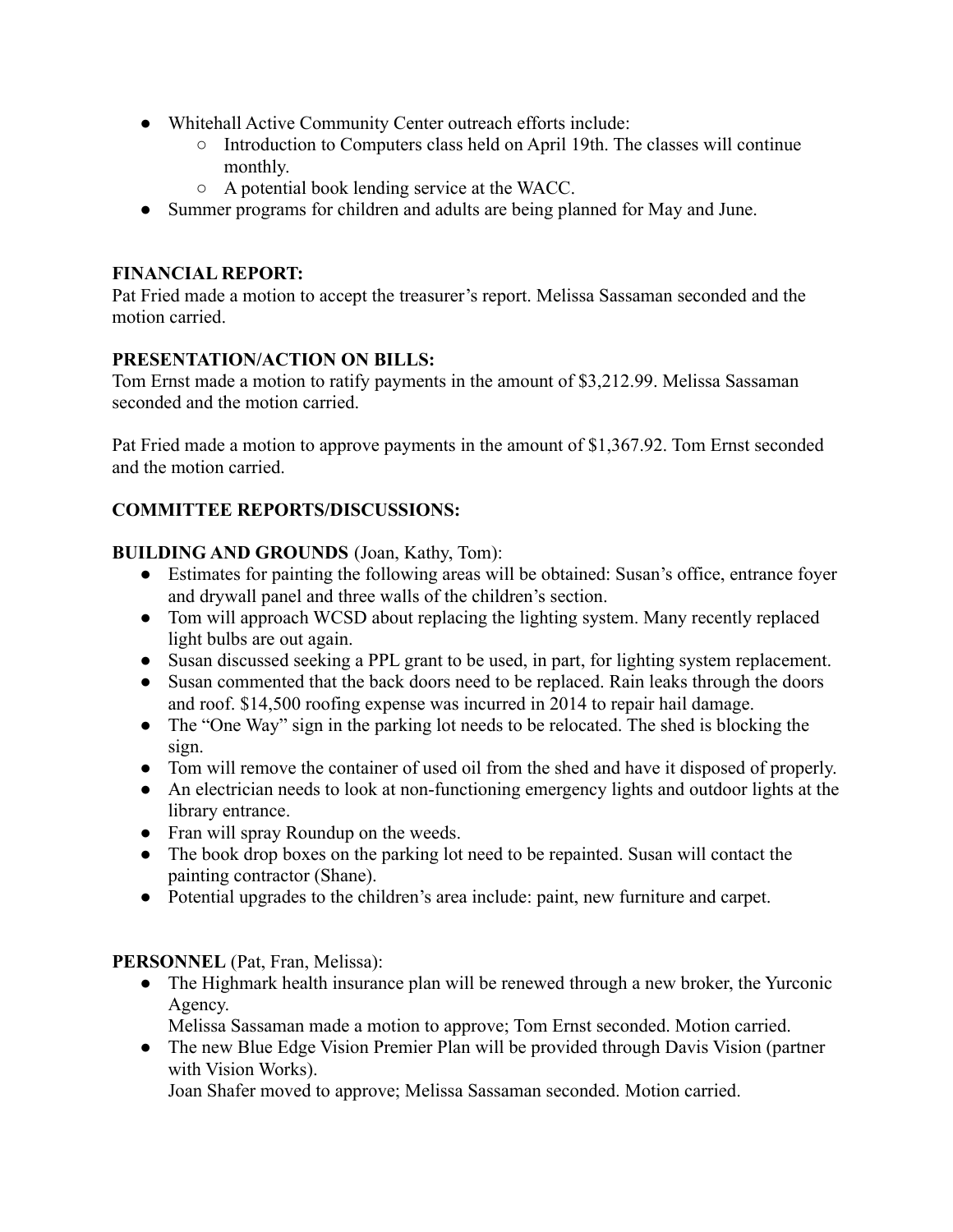- Whitehall Active Community Center outreach efforts include:
    - Introduction to Computers class held on April 19th. The classes will continue monthly.
    - A potential book lending service at the WACC.
- Summer programs for children and adults are being planned for May and June.

**FINANCIAL REPORT:**
Pat Fried made a motion to accept the treasurer's report. Melissa Sassaman seconded and the motion carried.

**PRESENTATION/ACTION ON BILLS:**
Tom Ernst made a motion to ratify payments in the amount of $3,212.99. Melissa Sassaman seconded and the motion carried.

Pat Fried made a motion to approve payments in the amount of $1,367.92. Tom Ernst seconded and the motion carried.

**COMMITTEE REPORTS/DISCUSSIONS:**

**BUILDING AND GROUNDS** (Joan, Kathy, Tom):

- Estimates for painting the following areas will be obtained: Susan's office, entrance foyer and drywall panel and three walls of the children's section.
- Tom will approach WCSD about replacing the lighting system. Many recently replaced light bulbs are out again.
- Susan discussed seeking a PPL grant to be used, in part, for lighting system replacement.
- Susan commented that the back doors need to be replaced. Rain leaks through the doors and roof. $14,500 roofing expense was incurred in 2014 to repair hail damage.
- The "One Way" sign in the parking lot needs to be relocated. The shed is blocking the sign.
- Tom will remove the container of used oil from the shed and have it disposed of properly.
- An electrician needs to look at non-functioning emergency lights and outdoor lights at the library entrance.
- Fran will spray Roundup on the weeds.
- The book drop boxes on the parking lot need to be repainted. Susan will contact the painting contractor (Shane).
- Potential upgrades to the children's area include: paint, new furniture and carpet.

**PERSONNEL** (Pat, Fran, Melissa):

- The Highmark health insurance plan will be renewed through a new broker, the Yurconic Agency.
  Melissa Sassaman made a motion to approve; Tom Ernst seconded. Motion carried.
- The new Blue Edge Vision Premier Plan will be provided through Davis Vision (partner with Vision Works).
  Joan Shafer moved to approve; Melissa Sassaman seconded. Motion carried.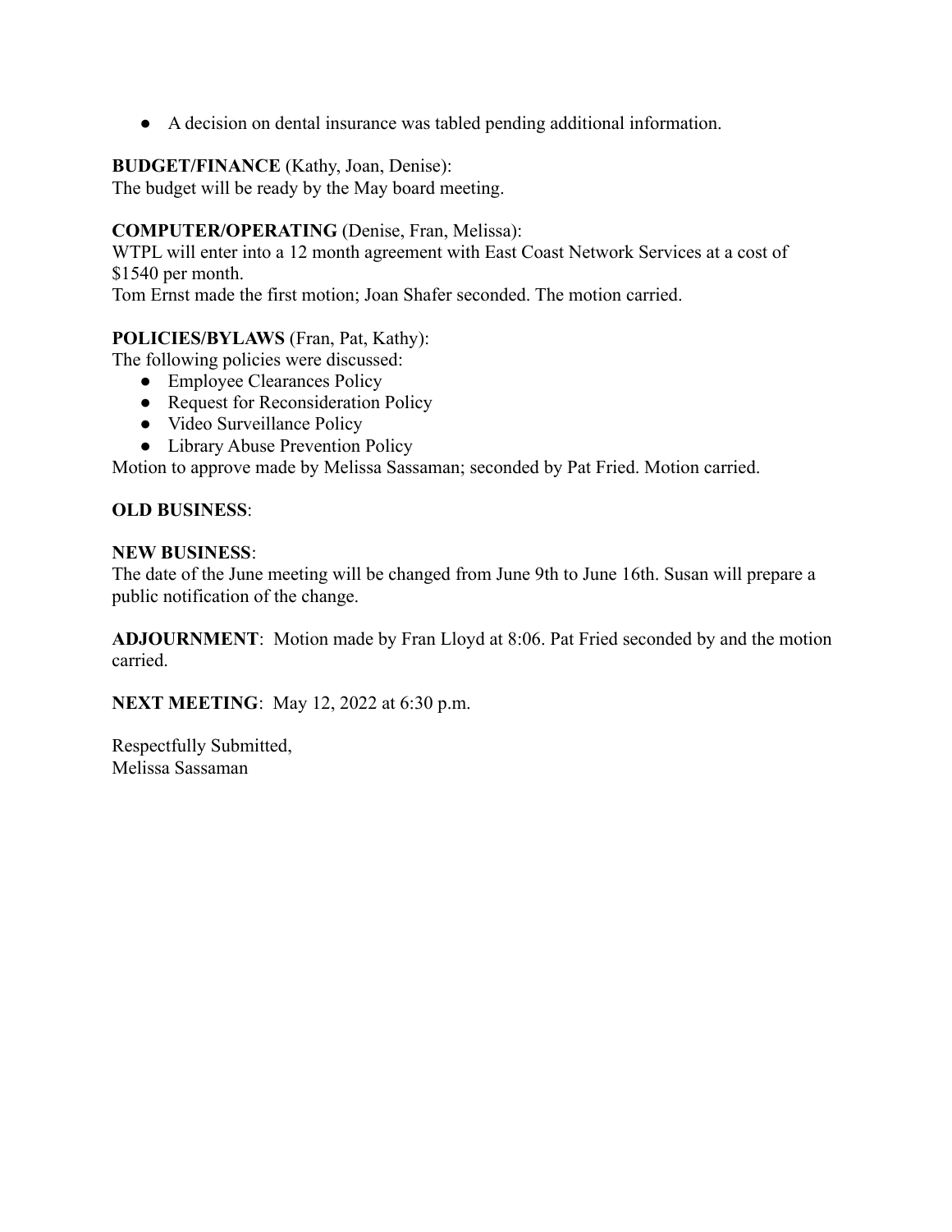- A decision on dental insurance was tabled pending additional information.

**BUDGET/FINANCE** (Kathy, Joan, Denise):
The budget will be ready by the May board meeting.

**COMPUTER/OPERATING** (Denise, Fran, Melissa):
WTPL will enter into a 12 month agreement with East Coast Network Services at a cost of $1540 per month.
Tom Ernst made the first motion; Joan Shafer seconded. The motion carried.

**POLICIES/BYLAWS** (Fran, Pat, Kathy):
The following policies were discussed:

- Employee Clearances Policy
- Request for Reconsideration Policy
- Video Surveillance Policy
- Library Abuse Prevention Policy

Motion to approve made by Melissa Sassaman; seconded by Pat Fried. Motion carried.

**OLD BUSINESS**:

**NEW BUSINESS**:
The date of the June meeting will be changed from June 9th to June 16th. Susan will prepare a public notification of the change.

**ADJOURNMENT**: Motion made by Fran Lloyd at 8:06. Pat Fried seconded by and the motion carried.

**NEXT MEETING**: May 12, 2022 at 6:30 p.m.

Respectfully Submitted,
Melissa Sassaman